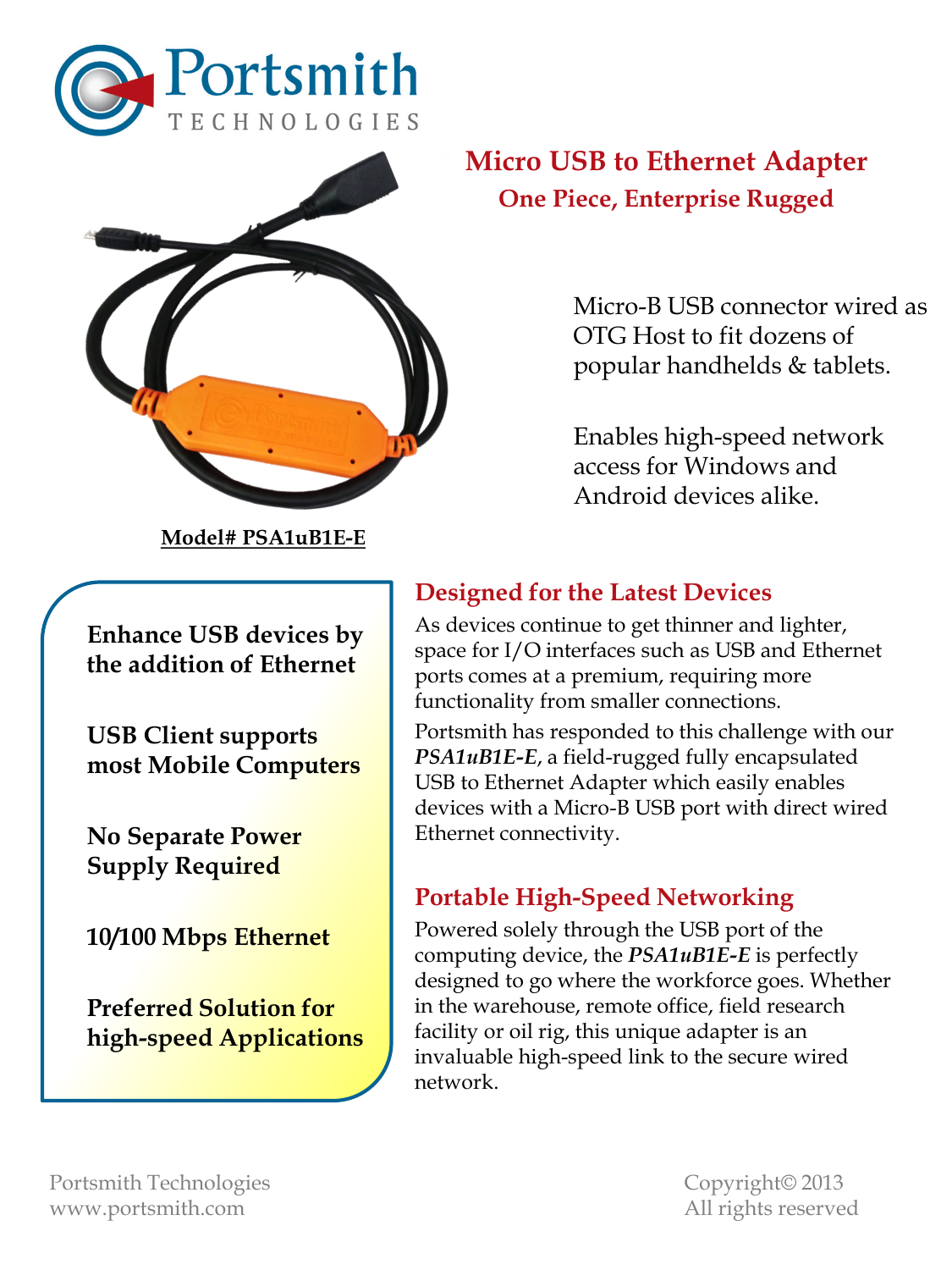Portsmith TECHNOLOGIES

# Micro USB to Ethernet Adapter

## One Piece, Enterprise Rugged

Micro-B USB connector wired as OTG Host to fit dozens of popular handhelds & tablets.

Enables high-speed network access for Windows and Android devices alike.

**Model# PSA1uB1E-E**

**Enhance USB devices by the addition of Ethernet**

**USB Client supports most Mobile Computers**

**No Separate Power Supply Required**

**10/100 Mbps Ethernet**

**Preferred Solution for high-speed Applications**

## Designed for the Latest Devices

As devices continue to get thinner and lighter, space for I/O interfaces such as USB and Ethernet ports comes at a premium, requiring more functionality from smaller connections.

Portsmith has responded to this challenge with our ***PSA1uB1E-E***, a field-rugged fully encapsulated USB to Ethernet Adapter which easily enables devices with a Micro-B USB port with direct wired Ethernet connectivity.

## Portable High-Speed Networking

Powered solely through the USB port of the computing device, the ***PSA1uB1E-E*** is perfectly designed to go where the workforce goes. Whether in the warehouse, remote office, field research facility or oil rig, this unique adapter is an invaluable high-speed link to the secure wired network.

Portsmith Technologies
www.portsmith.com

Copyright© 2013
All rights reserved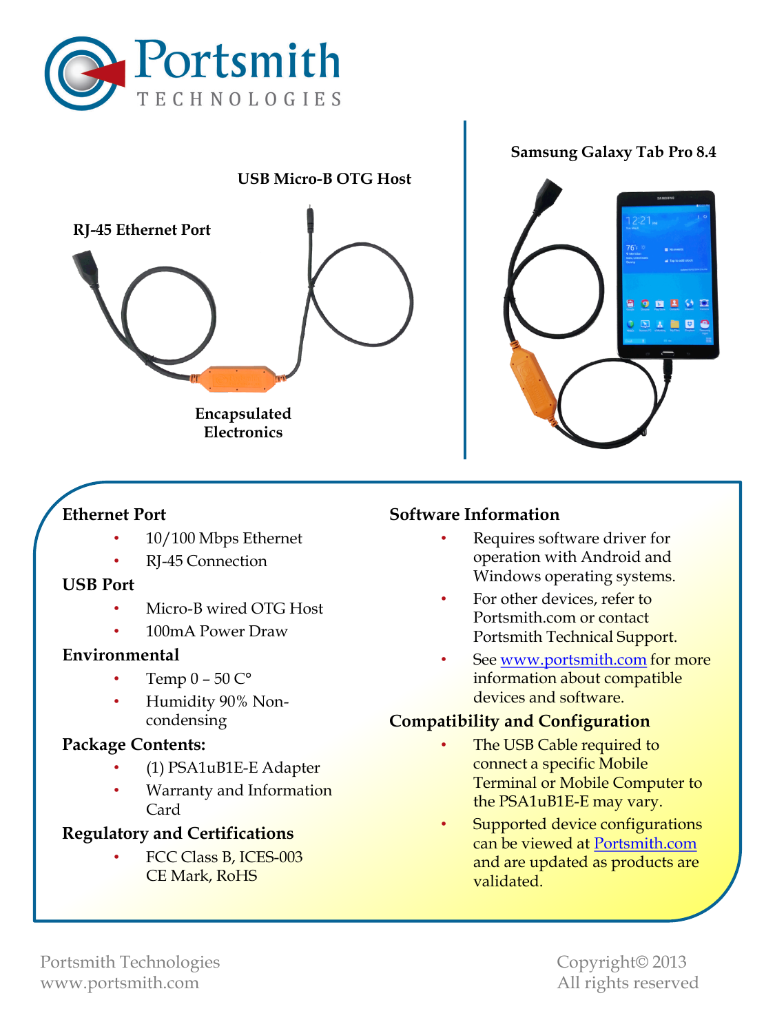Portsmith TECHNOLOGIES

USB Micro-B OTG Host

RJ-45 Ethernet Port

Encapsulated Electronics

Samsung Galaxy Tab Pro 8.4

### Ethernet Port

- 10/100 Mbps Ethernet
- RJ-45 Connection

### USB Port

- Micro-B wired OTG Host
- 100mA Power Draw

### Environmental

- Temp 0 – 50 C°
- Humidity 90% Non-condensing

### Package Contents:

- (1) PSA1uB1E-E Adapter
- Warranty and Information Card

### Regulatory and Certifications

- FCC Class B, ICES-003 CE Mark, RoHS

### Software Information

- Requires software driver for operation with Android and Windows operating systems.
- For other devices, refer to Portsmith.com or contact Portsmith Technical Support.
- See www.portsmith.com for more information about compatible devices and software.

### Compatibility and Configuration

- The USB Cable required to connect a specific Mobile Terminal or Mobile Computer to the PSA1uB1E-E may vary.
- Supported device configurations can be viewed at Portsmith.com and are updated as products are validated.

Portsmith Technologies
www.portsmith.com

Copyright© 2013
All rights reserved